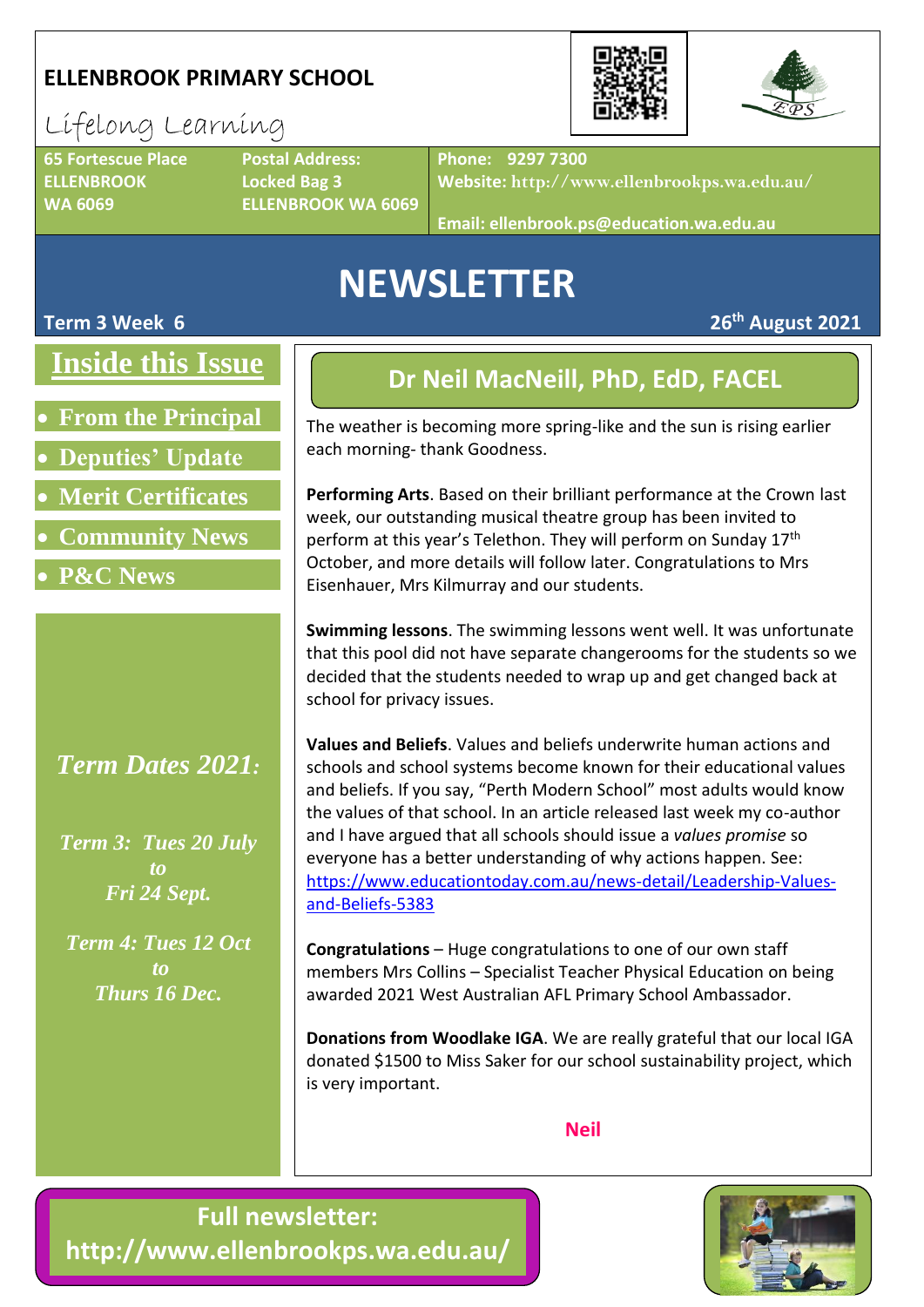# ELLENBROOK PRIMARY SCHOOL

Lifelong Learning

65 Fortescue Place
ELLENBROOK
WA 6069

Postal Address:
Locked Bag 3
ELLENBROOK WA 6069

Phone: 9297 7300
Website: http://www.ellenbrookps.wa.edu.au/
Email: ellenbrook.ps@education.wa.edu.au

# NEWSLETTER

**Term 3 Week 6** **26th August 2021**

## Inside this Issue

- From the Principal
- Deputies' Update
- Merit Certificates
- Community News
- P&C News

*Term Dates 2021:*

*Term 3: Tues 20 July to Fri 24 Sept.*

*Term 4: Tues 12 Oct to Thurs 16 Dec.*

## Dr Neil MacNeill, PhD, EdD, FACEL

The weather is becoming more spring-like and the sun is rising earlier each morning- thank Goodness.

**Performing Arts**. Based on their brilliant performance at the Crown last week, our outstanding musical theatre group has been invited to perform at this year's Telethon. They will perform on Sunday 17th October, and more details will follow later. Congratulations to Mrs Eisenhauer, Mrs Kilmurray and our students.

**Swimming lessons**. The swimming lessons went well. It was unfortunate that this pool did not have separate changerooms for the students so we decided that the students needed to wrap up and get changed back at school for privacy issues.

**Values and Beliefs**. Values and beliefs underwrite human actions and schools and school systems become known for their educational values and beliefs. If you say, "Perth Modern School" most adults would know the values of that school. In an article released last week my co-author and I have argued that all schools should issue a *values promise* so everyone has a better understanding of why actions happen. See: https://www.educationtoday.com.au/news-detail/Leadership-Values-and-Beliefs-5383

**Congratulations** – Huge congratulations to one of our own staff members Mrs Collins – Specialist Teacher Physical Education on being awarded 2021 West Australian AFL Primary School Ambassador.

**Donations from Woodlake IGA**. We are really grateful that our local IGA donated $1500 to Miss Saker for our school sustainability project, which is very important.

**Neil**

**Full newsletter: http://www.ellenbrookps.wa.edu.au/**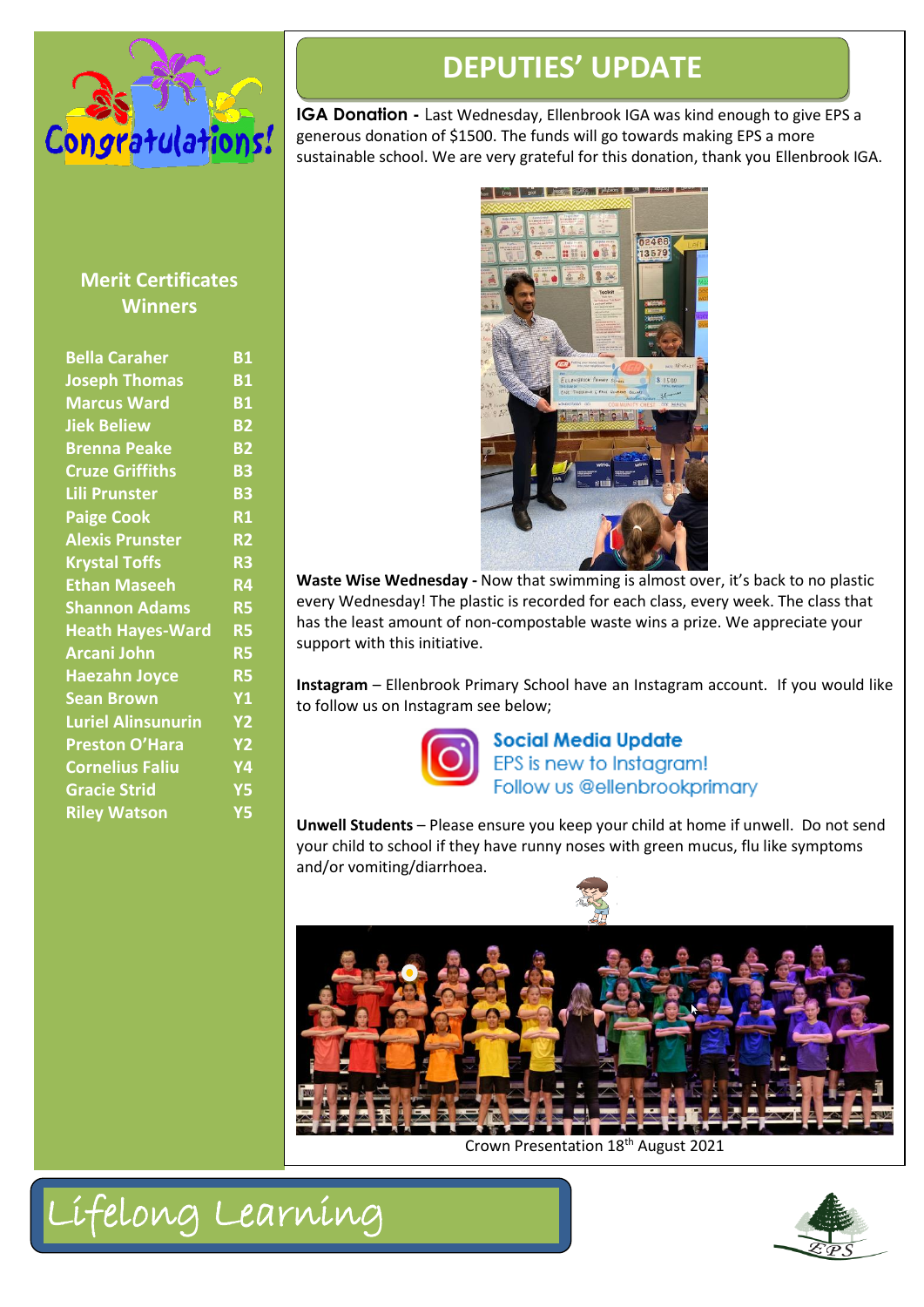## Merit Certificates Winners

| Name | Class |
|---|---|
| Bella Caraher | B1 |
| Joseph Thomas | B1 |
| Marcus Ward | B1 |
| Jiek Believ | B2 |
| Brenna Peake | B2 |
| Cruze Griffiths | B3 |
| Lili Prunster | B3 |
| Paige Cook | R1 |
| Alexis Prunster | R2 |
| Krystal Toffs | R3 |
| Ethan Maseeh | R4 |
| Shannon Adams | R5 |
| Heath Hayes-Ward | R5 |
| Arcani John | R5 |
| Haezahn Joyce | R5 |
| Sean Brown | Y1 |
| Luriel Alinsunurin | Y2 |
| Preston O'Hara | Y2 |
| Cornelius Faliu | Y4 |
| Gracie Strid | Y5 |
| Riley Watson | Y5 |

# DEPUTIES' UPDATE

**IGA Donation -** Last Wednesday, Ellenbrook IGA was kind enough to give EPS a generous donation of $1500. The funds will go towards making EPS a more sustainable school. We are very grateful for this donation, thank you Ellenbrook IGA.

**Waste Wise Wednesday -** Now that swimming is almost over, it's back to no plastic every Wednesday! The plastic is recorded for each class, every week. The class that has the least amount of non-compostable waste wins a prize. We appreciate your support with this initiative.

**Instagram** – Ellenbrook Primary School have an Instagram account. If you would like to follow us on Instagram see below;

**Social Media Update**
EPS is new to Instagram!
Follow us @ellenbrookprimary

**Unwell Students** – Please ensure you keep your child at home if unwell. Do not send your child to school if they have runny noses with green mucus, flu like symptoms and/or vomiting/diarrhoea.

Crown Presentation 18th August 2021

Lifelong Learning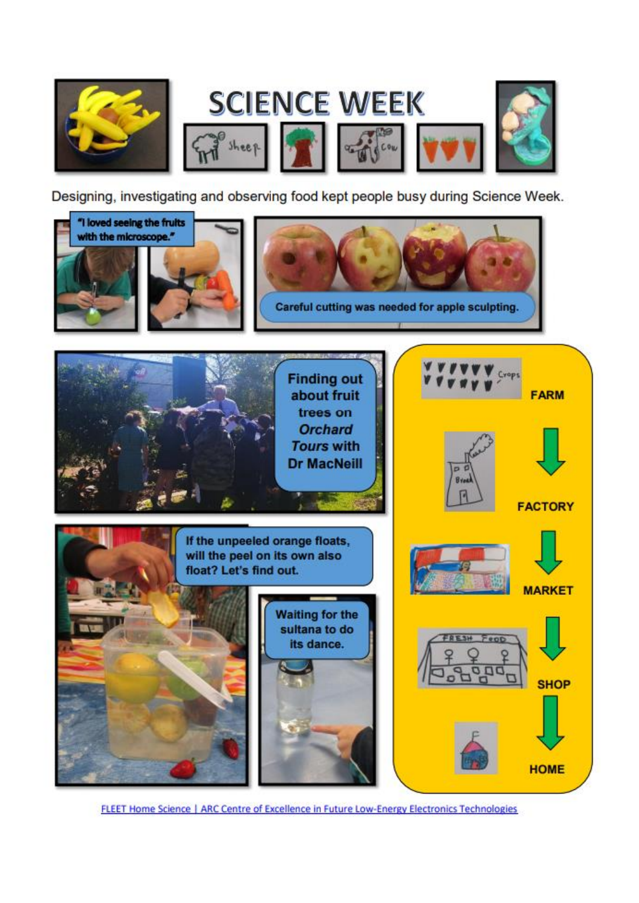# SCIENCE WEEK

Designing, investigating and observing food kept people busy during Science Week.

"I loved seeing the fruits with the microscope."

Careful cutting was needed for apple sculpting.

Finding out about fruit trees on *Orchard Tours* with Dr MacNeill

If the unpeeled orange floats, will the peel on its own also float? Let's find out.

Waiting for the sultana to do its dance.

FARM

FACTORY

MARKET

SHOP

HOME

[FLEET Home Science | ARC Centre of Excellence in Future Low-Energy Electronics Technologies]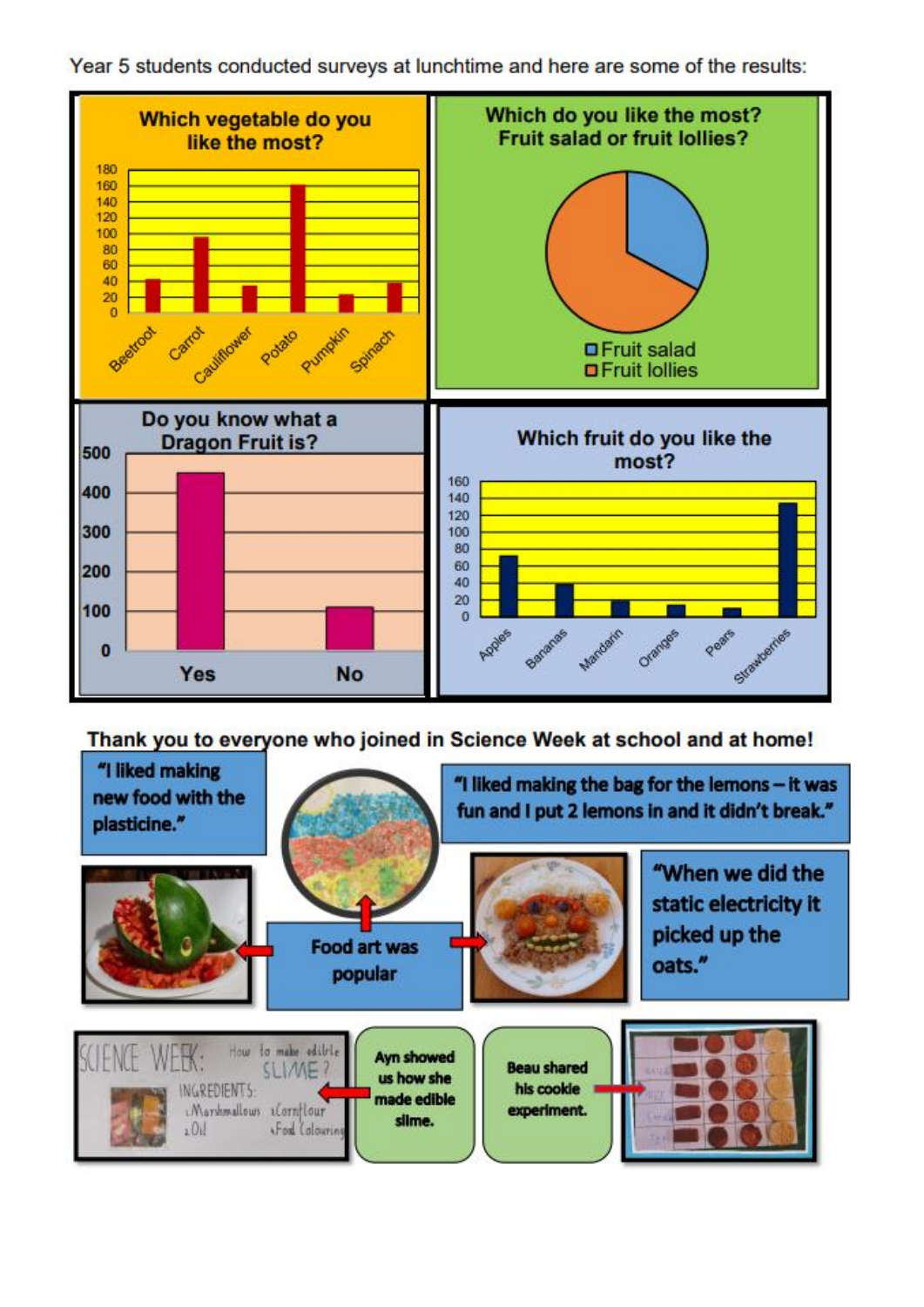Year 5 students conducted surveys at lunchtime and here are some of the results:

**Which vegetable do you like the most?**

Beetroot, Carrot, Cauliflower, Potato, Pumpkin, Spinach

**Which do you like the most? Fruit salad or fruit lollies?**

Fruit salad, Fruit lollies

**Do you know what a Dragon Fruit is?**

Yes, No

**Which fruit do you like the most?**

Apples, Bananas, Mandarin, Oranges, Pears, Strawberries

**Thank you to everyone who joined in Science Week at school and at home!**

"I liked making new food with the plasticine."

"I liked making the bag for the lemons – it was fun and I put 2 lemons in and it didn't break."

Food art was popular

"When we did the static electricity it picked up the oats."

Ayn showed us how she made edible slime.

Beau shared his cookie experiment.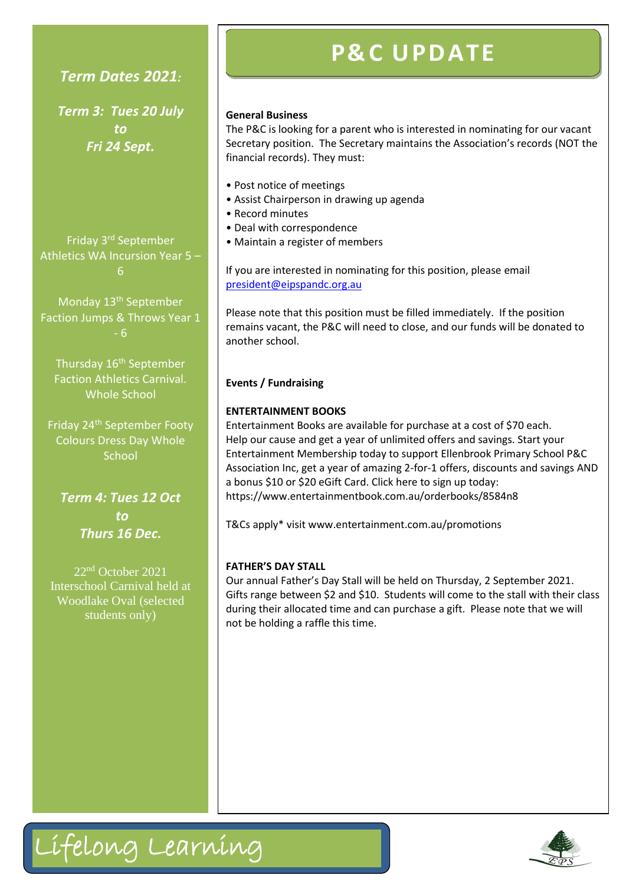## *Term Dates 2021:*

***Term 3: Tues 20 July to Fri 24 Sept.***

Friday 3rd September Athletics WA Incursion Year 5 – 6

Monday 13th September Faction Jumps & Throws Year 1 - 6

Thursday 16th September Faction Athletics Carnival. Whole School

Friday 24th September Footy Colours Dress Day Whole School

***Term 4: Tues 12 Oct to Thurs 16 Dec.***

22nd October 2021 Interschool Carnival held at Woodlake Oval (selected students only)

# P&C UPDATE

**General Business**

The P&C is looking for a parent who is interested in nominating for our vacant Secretary position. The Secretary maintains the Association's records (NOT the financial records). They must:

- Post notice of meetings
- Assist Chairperson in drawing up agenda
- Record minutes
- Deal with correspondence
- Maintain a register of members

If you are interested in nominating for this position, please email president@eipspandc.org.au

Please note that this position must be filled immediately. If the position remains vacant, the P&C will need to close, and our funds will be donated to another school.

**Events / Fundraising**

**ENTERTAINMENT BOOKS**

Entertainment Books are available for purchase at a cost of $70 each. Help our cause and get a year of unlimited offers and savings. Start your Entertainment Membership today to support Ellenbrook Primary School P&C Association Inc, get a year of amazing 2-for-1 offers, discounts and savings AND a bonus $10 or $20 eGift Card. Click here to sign up today: https://www.entertainmentbook.com.au/orderbooks/8584n8

T&Cs apply* visit www.entertainment.com.au/promotions

**FATHER'S DAY STALL**

Our annual Father's Day Stall will be held on Thursday, 2 September 2021. Gifts range between $2 and $10. Students will come to the stall with their class during their allocated time and can purchase a gift. Please note that we will not be holding a raffle this time.

Lifelong Learning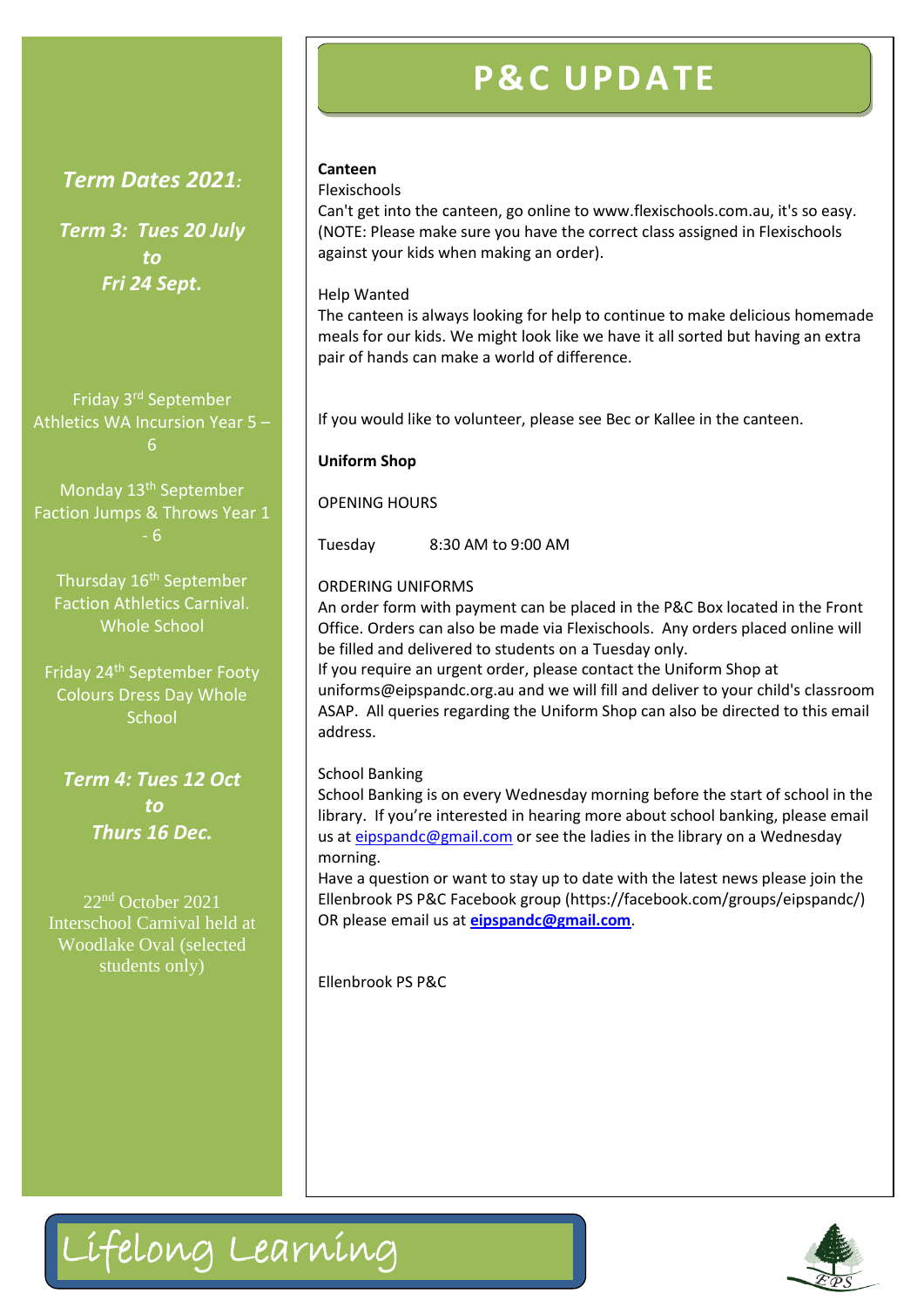*Term Dates 2021:*

***Term 3: Tues 20 July to Fri 24 Sept.***

Friday 3rd September Athletics WA Incursion Year 5 – 6

Monday 13th September Faction Jumps & Throws Year 1 - 6

Thursday 16th September Faction Athletics Carnival. Whole School

Friday 24th September Footy Colours Dress Day Whole School

***Term 4: Tues 12 Oct to Thurs 16 Dec.***

22nd October 2021 Interschool Carnival held at Woodlake Oval (selected students only)

# P&C UPDATE

**Canteen**

Flexischools

Can't get into the canteen, go online to www.flexischools.com.au, it's so easy. (NOTE: Please make sure you have the correct class assigned in Flexischools against your kids when making an order).

Help Wanted

The canteen is always looking for help to continue to make delicious homemade meals for our kids. We might look like we have it all sorted but having an extra pair of hands can make a world of difference.

If you would like to volunteer, please see Bec or Kallee in the canteen.

**Uniform Shop**

OPENING HOURS

Tuesday 8:30 AM to 9:00 AM

ORDERING UNIFORMS

An order form with payment can be placed in the P&C Box located in the Front Office. Orders can also be made via Flexischools. Any orders placed online will be filled and delivered to students on a Tuesday only.

If you require an urgent order, please contact the Uniform Shop at uniforms@eipspandc.org.au and we will fill and deliver to your child's classroom ASAP. All queries regarding the Uniform Shop can also be directed to this email address.

School Banking

School Banking is on every Wednesday morning before the start of school in the library. If you're interested in hearing more about school banking, please email us at eipspandc@gmail.com or see the ladies in the library on a Wednesday morning.

Have a question or want to stay up to date with the latest news please join the Ellenbrook PS P&C Facebook group (https://facebook.com/groups/eipspandc/) OR please email us at **eipspandc@gmail.com**.

Ellenbrook PS P&C

Lifelong Learning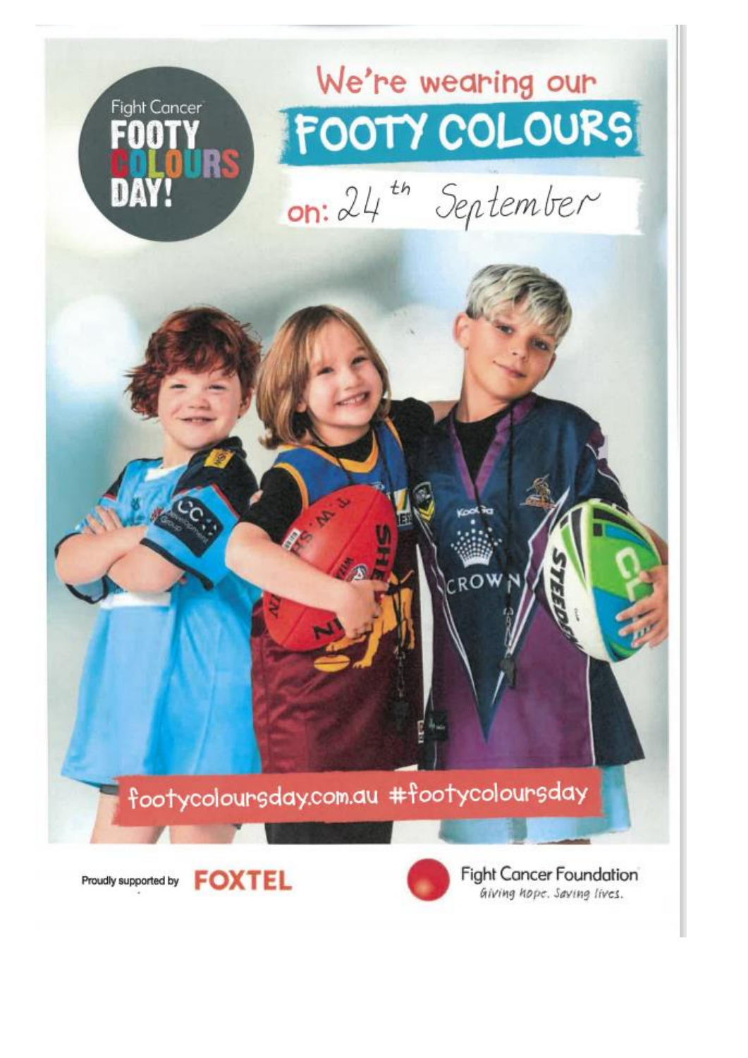Fight Cancer
FOOTY COLOURS DAY!

# We're wearing our FOOTY COLOURS

on: 24th September

footycoloursday.com.au #footycoloursday

Proudly supported by FOXTEL

Fight Cancer Foundation
*Giving hope. Saving lives.*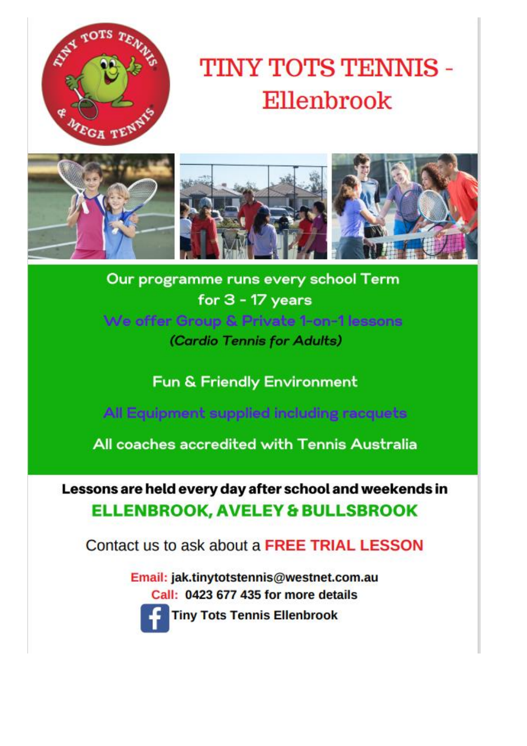# TINY TOTS TENNIS - Ellenbrook

Our programme runs every school Term
for 3 - 17 years

We offer Group & Private 1-on-1 lessons

*(Cardio Tennis for Adults)*

Fun & Friendly Environment

All Equipment supplied including racquets

All coaches accredited with Tennis Australia

**Lessons are held every day after school and weekends in**

**ELLENBROOK, AVELEY & BULLSBROOK**

Contact us to ask about a **FREE TRIAL LESSON**

**Email:** **jak.tinytotstennis@westnet.com.au**

**Call:** **0423 677 435 for more details**

**Tiny Tots Tennis Ellenbrook**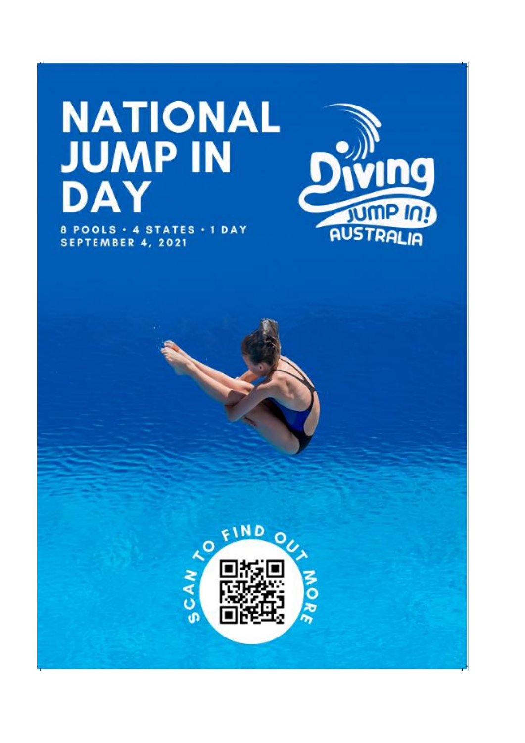# NATIONAL JUMP IN DAY

8 POOLS • 4 STATES • 1 DAY
SEPTEMBER 4, 2021

Diving JUMP IN! AUSTRALIA

SCAN TO FIND OUT MORE